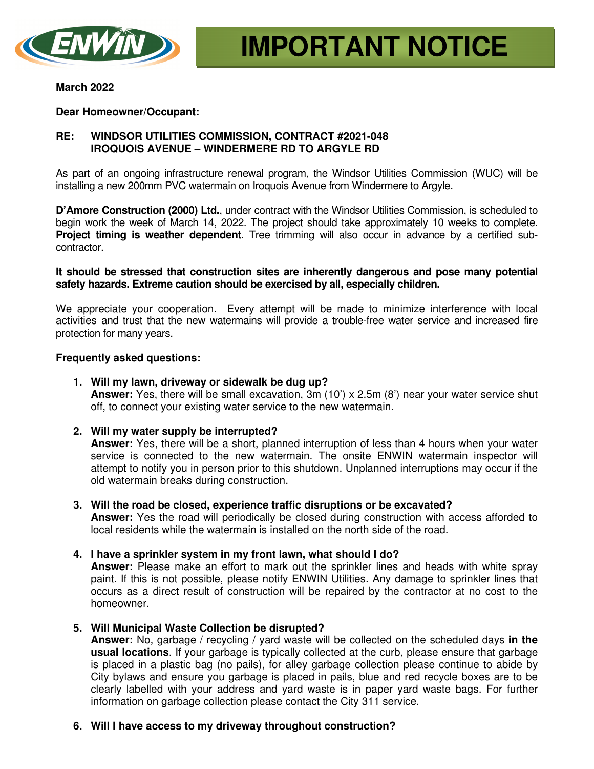# IMPORTANT NOTICE

**March 2022**

**Dear Homeowner/Occupant:**

**RE: WINDSOR UTILITIES COMMISSION, CONTRACT #2021-048**
**IROQUOIS AVENUE – WINDERMERE RD TO ARGYLE RD**

As part of an ongoing infrastructure renewal program, the Windsor Utilities Commission (WUC) will be installing a new 200mm PVC watermain on Iroquois Avenue from Windermere to Argyle.

**D'Amore Construction (2000) Ltd.**, under contract with the Windsor Utilities Commission, is scheduled to begin work the week of March 14, 2022. The project should take approximately 10 weeks to complete. **Project timing is weather dependent**. Tree trimming will also occur in advance by a certified sub-contractor.

**It should be stressed that construction sites are inherently dangerous and pose many potential safety hazards. Extreme caution should be exercised by all, especially children.**

We appreciate your cooperation. Every attempt will be made to minimize interference with local activities and trust that the new watermains will provide a trouble-free water service and increased fire protection for many years.

**Frequently asked questions:**

1. **Will my lawn, driveway or sidewalk be dug up?**
   **Answer:** Yes, there will be small excavation, 3m (10') x 2.5m (8') near your water service shut off, to connect your existing water service to the new watermain.

2. **Will my water supply be interrupted?**
   **Answer:** Yes, there will be a short, planned interruption of less than 4 hours when your water service is connected to the new watermain. The onsite ENWIN watermain inspector will attempt to notify you in person prior to this shutdown. Unplanned interruptions may occur if the old watermain breaks during construction.

3. **Will the road be closed, experience traffic disruptions or be excavated?**
   **Answer:** Yes the road will periodically be closed during construction with access afforded to local residents while the watermain is installed on the north side of the road.

4. **I have a sprinkler system in my front lawn, what should I do?**
   **Answer:** Please make an effort to mark out the sprinkler lines and heads with white spray paint. If this is not possible, please notify ENWIN Utilities. Any damage to sprinkler lines that occurs as a direct result of construction will be repaired by the contractor at no cost to the homeowner.

5. **Will Municipal Waste Collection be disrupted?**
   **Answer:** No, garbage / recycling / yard waste will be collected on the scheduled days **in the usual locations**. If your garbage is typically collected at the curb, please ensure that garbage is placed in a plastic bag (no pails), for alley garbage collection please continue to abide by City bylaws and ensure you garbage is placed in pails, blue and red recycle boxes are to be clearly labelled with your address and yard waste is in paper yard waste bags. For further information on garbage collection please contact the City 311 service.

6. **Will I have access to my driveway throughout construction?**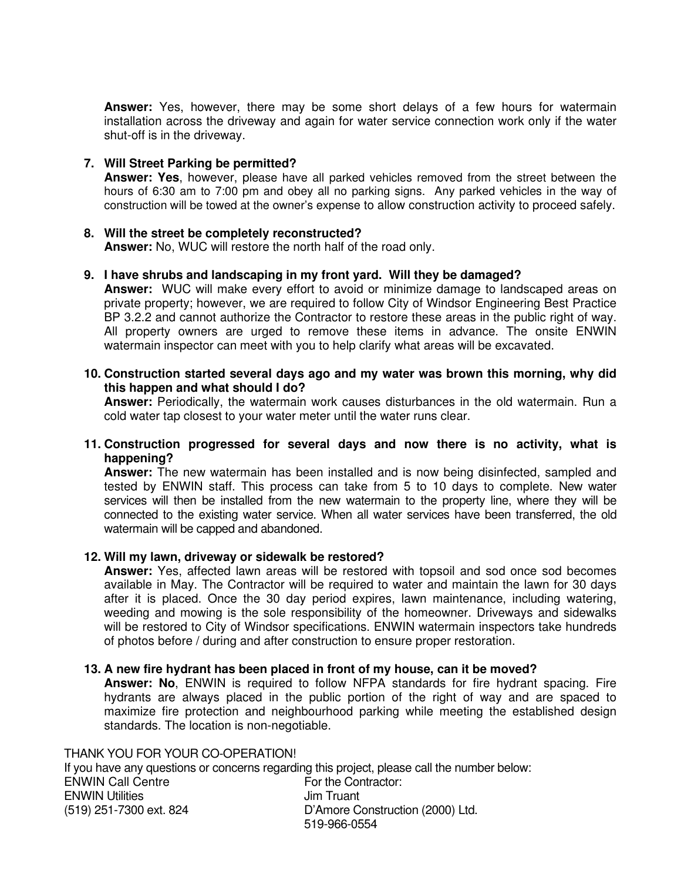**Answer:** Yes, however, there may be some short delays of a few hours for watermain installation across the driveway and again for water service connection work only if the water shut-off is in the driveway.

7. **Will Street Parking be permitted?**
   **Answer: Yes**, however, please have all parked vehicles removed from the street between the hours of 6:30 am to 7:00 pm and obey all no parking signs. Any parked vehicles in the way of construction will be towed at the owner's expense to allow construction activity to proceed safely.

8. **Will the street be completely reconstructed?**
   **Answer:** No, WUC will restore the north half of the road only.

9. **I have shrubs and landscaping in my front yard. Will they be damaged?**
   **Answer:** WUC will make every effort to avoid or minimize damage to landscaped areas on private property; however, we are required to follow City of Windsor Engineering Best Practice BP 3.2.2 and cannot authorize the Contractor to restore these areas in the public right of way. All property owners are urged to remove these items in advance. The onsite ENWIN watermain inspector can meet with you to help clarify what areas will be excavated.

10. **Construction started several days ago and my water was brown this morning, why did this happen and what should I do?**
    **Answer:** Periodically, the watermain work causes disturbances in the old watermain. Run a cold water tap closest to your water meter until the water runs clear.

11. **Construction progressed for several days and now there is no activity, what is happening?**
    **Answer:** The new watermain has been installed and is now being disinfected, sampled and tested by ENWIN staff. This process can take from 5 to 10 days to complete. New water services will then be installed from the new watermain to the property line, where they will be connected to the existing water service. When all water services have been transferred, the old watermain will be capped and abandoned.

12. **Will my lawn, driveway or sidewalk be restored?**
    **Answer:** Yes, affected lawn areas will be restored with topsoil and sod once sod becomes available in May. The Contractor will be required to water and maintain the lawn for 30 days after it is placed. Once the 30 day period expires, lawn maintenance, including watering, weeding and mowing is the sole responsibility of the homeowner. Driveways and sidewalks will be restored to City of Windsor specifications. ENWIN watermain inspectors take hundreds of photos before / during and after construction to ensure proper restoration.

13. **A new fire hydrant has been placed in front of my house, can it be moved?**
    **Answer: No**, ENWIN is required to follow NFPA standards for fire hydrant spacing. Fire hydrants are always placed in the public portion of the right of way and are spaced to maximize fire protection and neighbourhood parking while meeting the established design standards. The location is non-negotiable.

THANK YOU FOR YOUR CO-OPERATION!

If you have any questions or concerns regarding this project, please call the number below:

| | |
|---|---|
| ENWIN Call Centre | For the Contractor: |
| ENWIN Utilities | Jim Truant |
| (519) 251-7300 ext. 824 | D'Amore Construction (2000) Ltd. |
| | 519-966-0554 |